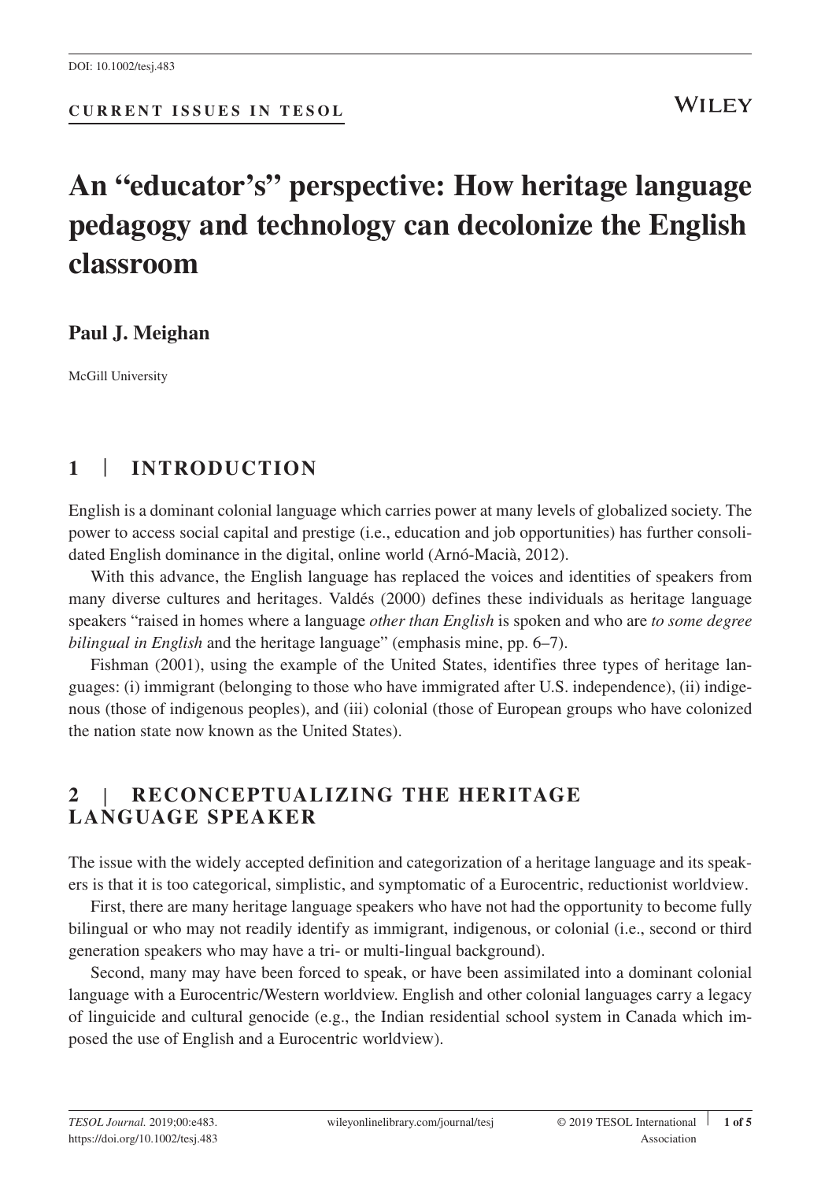DOI: 10.1002/tesj.483

**CURRENT ISSUES IN TESOL**

# An "educator's" perspective: How heritage language pedagogy and technology can decolonize the English classroom

**Paul J. Meighan**

McGill University

## 1 | INTRODUCTION

English is a dominant colonial language which carries power at many levels of globalized society. The power to access social capital and prestige (i.e., education and job opportunities) has further consolidated English dominance in the digital, online world (Arnó-Macià, 2012).

With this advance, the English language has replaced the voices and identities of speakers from many diverse cultures and heritages. Valdés (2000) defines these individuals as heritage language speakers "raised in homes where a language *other than English* is spoken and who are *to some degree bilingual in English* and the heritage language" (emphasis mine, pp. 6–7).

Fishman (2001), using the example of the United States, identifies three types of heritage languages: (i) immigrant (belonging to those who have immigrated after U.S. independence), (ii) indigenous (those of indigenous peoples), and (iii) colonial (those of European groups who have colonized the nation state now known as the United States).

## 2 | RECONCEPTUALIZING THE HERITAGE LANGUAGE SPEAKER

The issue with the widely accepted definition and categorization of a heritage language and its speakers is that it is too categorical, simplistic, and symptomatic of a Eurocentric, reductionist worldview.

First, there are many heritage language speakers who have not had the opportunity to become fully bilingual or who may not readily identify as immigrant, indigenous, or colonial (i.e., second or third generation speakers who may have a tri- or multi-lingual background).

Second, many may have been forced to speak, or have been assimilated into a dominant colonial language with a Eurocentric/Western worldview. English and other colonial languages carry a legacy of linguicide and cultural genocide (e.g., the Indian residential school system in Canada which imposed the use of English and a Eurocentric worldview).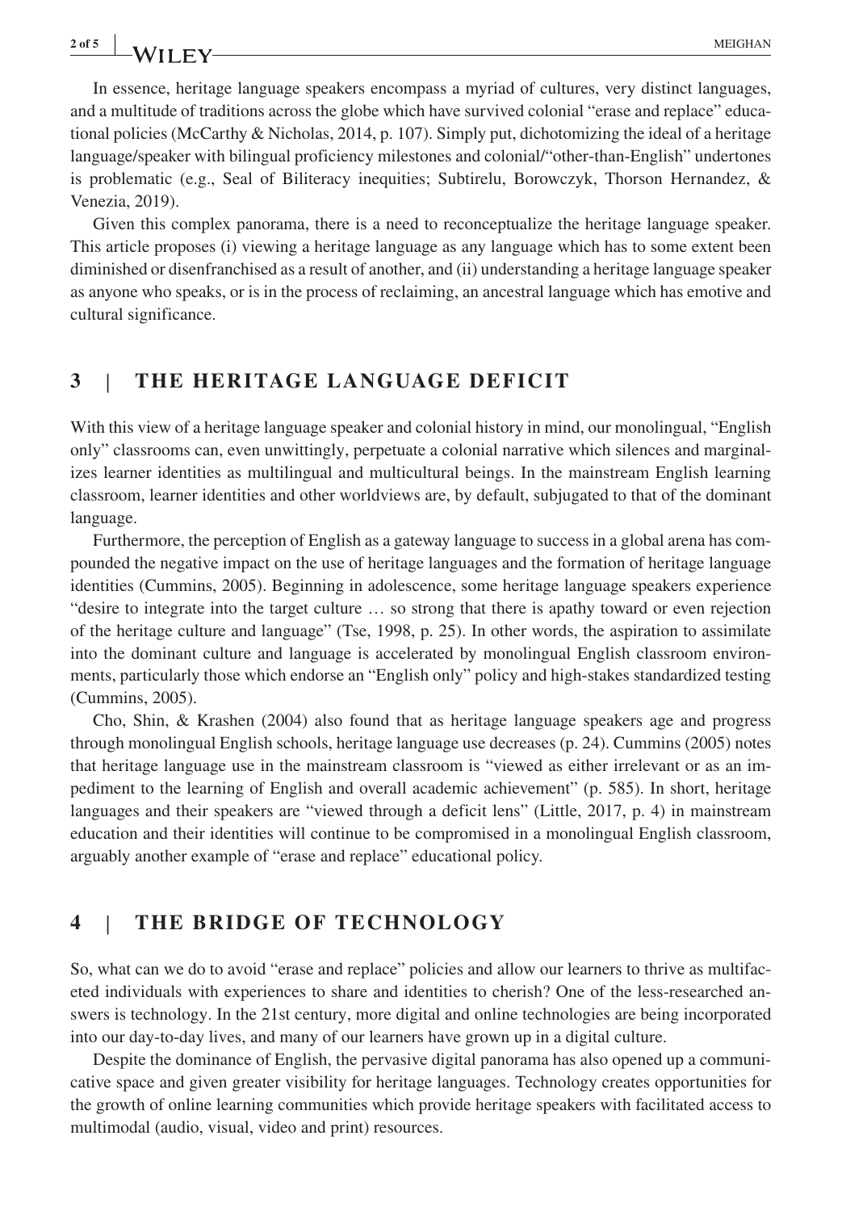In essence, heritage language speakers encompass a myriad of cultures, very distinct languages, and a multitude of traditions across the globe which have survived colonial "erase and replace" educational policies (McCarthy & Nicholas, 2014, p. 107). Simply put, dichotomizing the ideal of a heritage language/speaker with bilingual proficiency milestones and colonial/"other-than-English" undertones is problematic (e.g., Seal of Biliteracy inequities; Subtirelu, Borowczyk, Thorson Hernandez, & Venezia, 2019).

Given this complex panorama, there is a need to reconceptualize the heritage language speaker. This article proposes (i) viewing a heritage language as any language which has to some extent been diminished or disenfranchised as a result of another, and (ii) understanding a heritage language speaker as anyone who speaks, or is in the process of reclaiming, an ancestral language which has emotive and cultural significance.

## 3 | THE HERITAGE LANGUAGE DEFICIT

With this view of a heritage language speaker and colonial history in mind, our monolingual, "English only" classrooms can, even unwittingly, perpetuate a colonial narrative which silences and marginalizes learner identities as multilingual and multicultural beings. In the mainstream English learning classroom, learner identities and other worldviews are, by default, subjugated to that of the dominant language.

Furthermore, the perception of English as a gateway language to success in a global arena has compounded the negative impact on the use of heritage languages and the formation of heritage language identities (Cummins, 2005). Beginning in adolescence, some heritage language speakers experience "desire to integrate into the target culture … so strong that there is apathy toward or even rejection of the heritage culture and language" (Tse, 1998, p. 25). In other words, the aspiration to assimilate into the dominant culture and language is accelerated by monolingual English classroom environments, particularly those which endorse an "English only" policy and high-stakes standardized testing (Cummins, 2005).

Cho, Shin, & Krashen (2004) also found that as heritage language speakers age and progress through monolingual English schools, heritage language use decreases (p. 24). Cummins (2005) notes that heritage language use in the mainstream classroom is "viewed as either irrelevant or as an impediment to the learning of English and overall academic achievement" (p. 585). In short, heritage languages and their speakers are "viewed through a deficit lens" (Little, 2017, p. 4) in mainstream education and their identities will continue to be compromised in a monolingual English classroom, arguably another example of "erase and replace" educational policy.

## 4 | THE BRIDGE OF TECHNOLOGY

So, what can we do to avoid "erase and replace" policies and allow our learners to thrive as multifaceted individuals with experiences to share and identities to cherish? One of the less-researched answers is technology. In the 21st century, more digital and online technologies are being incorporated into our day-to-day lives, and many of our learners have grown up in a digital culture.

Despite the dominance of English, the pervasive digital panorama has also opened up a communicative space and given greater visibility for heritage languages. Technology creates opportunities for the growth of online learning communities which provide heritage speakers with facilitated access to multimodal (audio, visual, video and print) resources.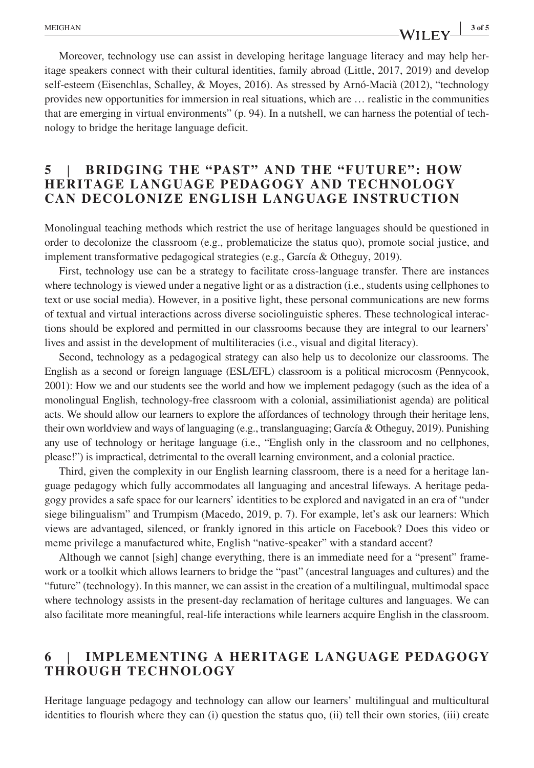Moreover, technology use can assist in developing heritage language literacy and may help heritage speakers connect with their cultural identities, family abroad (Little, 2017, 2019) and develop self-esteem (Eisenchlas, Schalley, & Moyes, 2016). As stressed by Arnó-Macià (2012), "technology provides new opportunities for immersion in real situations, which are … realistic in the communities that are emerging in virtual environments" (p. 94). In a nutshell, we can harness the potential of technology to bridge the heritage language deficit.

## 5 | BRIDGING THE "PAST" AND THE "FUTURE": HOW HERITAGE LANGUAGE PEDAGOGY AND TECHNOLOGY CAN DECOLONIZE ENGLISH LANGUAGE INSTRUCTION

Monolingual teaching methods which restrict the use of heritage languages should be questioned in order to decolonize the classroom (e.g., problematicize the status quo), promote social justice, and implement transformative pedagogical strategies (e.g., García & Otheguy, 2019).

First, technology use can be a strategy to facilitate cross-language transfer. There are instances where technology is viewed under a negative light or as a distraction (i.e., students using cellphones to text or use social media). However, in a positive light, these personal communications are new forms of textual and virtual interactions across diverse sociolinguistic spheres. These technological interactions should be explored and permitted in our classrooms because they are integral to our learners' lives and assist in the development of multiliteracies (i.e., visual and digital literacy).

Second, technology as a pedagogical strategy can also help us to decolonize our classrooms. The English as a second or foreign language (ESL/EFL) classroom is a political microcosm (Pennycook, 2001): How we and our students see the world and how we implement pedagogy (such as the idea of a monolingual English, technology-free classroom with a colonial, assimiliationist agenda) are political acts. We should allow our learners to explore the affordances of technology through their heritage lens, their own worldview and ways of languaging (e.g., translanguaging; García & Otheguy, 2019). Punishing any use of technology or heritage language (i.e., "English only in the classroom and no cellphones, please!") is impractical, detrimental to the overall learning environment, and a colonial practice.

Third, given the complexity in our English learning classroom, there is a need for a heritage language pedagogy which fully accommodates all languaging and ancestral lifeways. A heritage pedagogy provides a safe space for our learners' identities to be explored and navigated in an era of "under siege bilingualism" and Trumpism (Macedo, 2019, p. 7). For example, let's ask our learners: Which views are advantaged, silenced, or frankly ignored in this article on Facebook? Does this video or meme privilege a manufactured white, English "native-speaker" with a standard accent?

Although we cannot [sigh] change everything, there is an immediate need for a "present" framework or a toolkit which allows learners to bridge the "past" (ancestral languages and cultures) and the "future" (technology). In this manner, we can assist in the creation of a multilingual, multimodal space where technology assists in the present-day reclamation of heritage cultures and languages. We can also facilitate more meaningful, real-life interactions while learners acquire English in the classroom.

## 6 | IMPLEMENTING A HERITAGE LANGUAGE PEDAGOGY THROUGH TECHNOLOGY

Heritage language pedagogy and technology can allow our learners' multilingual and multicultural identities to flourish where they can (i) question the status quo, (ii) tell their own stories, (iii) create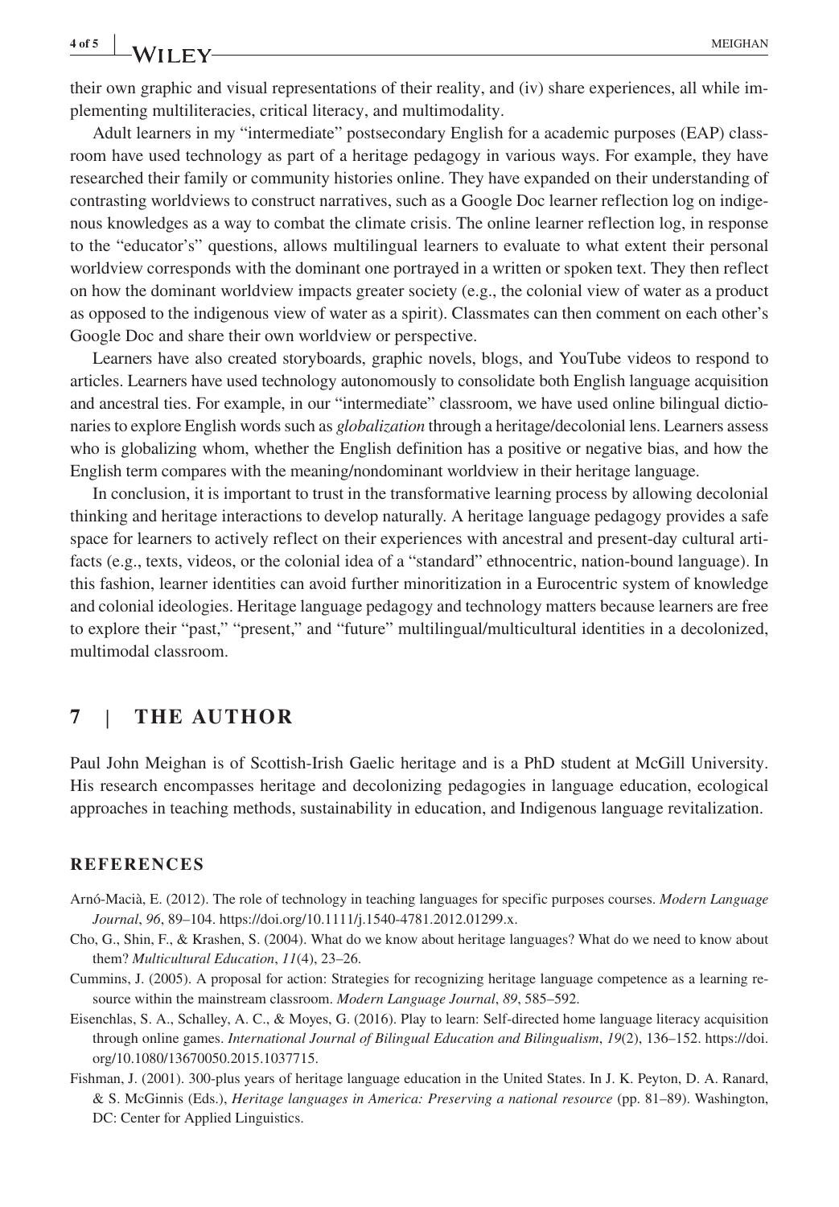their own graphic and visual representations of their reality, and (iv) share experiences, all while implementing multiliteracies, critical literacy, and multimodality.

Adult learners in my "intermediate" postsecondary English for a academic purposes (EAP) classroom have used technology as part of a heritage pedagogy in various ways. For example, they have researched their family or community histories online. They have expanded on their understanding of contrasting worldviews to construct narratives, such as a Google Doc learner reflection log on indigenous knowledges as a way to combat the climate crisis. The online learner reflection log, in response to the "educator's" questions, allows multilingual learners to evaluate to what extent their personal worldview corresponds with the dominant one portrayed in a written or spoken text. They then reflect on how the dominant worldview impacts greater society (e.g., the colonial view of water as a product as opposed to the indigenous view of water as a spirit). Classmates can then comment on each other's Google Doc and share their own worldview or perspective.

Learners have also created storyboards, graphic novels, blogs, and YouTube videos to respond to articles. Learners have used technology autonomously to consolidate both English language acquisition and ancestral ties. For example, in our "intermediate" classroom, we have used online bilingual dictionaries to explore English words such as *globalization* through a heritage/decolonial lens. Learners assess who is globalizing whom, whether the English definition has a positive or negative bias, and how the English term compares with the meaning/nondominant worldview in their heritage language.

In conclusion, it is important to trust in the transformative learning process by allowing decolonial thinking and heritage interactions to develop naturally. A heritage language pedagogy provides a safe space for learners to actively reflect on their experiences with ancestral and present-day cultural artifacts (e.g., texts, videos, or the colonial idea of a "standard" ethnocentric, nation-bound language). In this fashion, learner identities can avoid further minoritization in a Eurocentric system of knowledge and colonial ideologies. Heritage language pedagogy and technology matters because learners are free to explore their "past," "present," and "future" multilingual/multicultural identities in a decolonized, multimodal classroom.

## 7 | THE AUTHOR

Paul John Meighan is of Scottish-Irish Gaelic heritage and is a PhD student at McGill University. His research encompasses heritage and decolonizing pedagogies in language education, ecological approaches in teaching methods, sustainability in education, and Indigenous language revitalization.

## REFERENCES

Arnó-Macià, E. (2012). The role of technology in teaching languages for specific purposes courses. *Modern Language Journal*, *96*, 89–104. https://doi.org/10.1111/j.1540-4781.2012.01299.x.

Cho, G., Shin, F., & Krashen, S. (2004). What do we know about heritage languages? What do we need to know about them? *Multicultural Education*, *11*(4), 23–26.

Cummins, J. (2005). A proposal for action: Strategies for recognizing heritage language competence as a learning resource within the mainstream classroom. *Modern Language Journal*, *89*, 585–592.

Eisenchlas, S. A., Schalley, A. C., & Moyes, G. (2016). Play to learn: Self-directed home language literacy acquisition through online games. *International Journal of Bilingual Education and Bilingualism*, *19*(2), 136–152. https://doi.org/10.1080/13670050.2015.1037715.

Fishman, J. (2001). 300-plus years of heritage language education in the United States. In J. K. Peyton, D. A. Ranard, & S. McGinnis (Eds.), *Heritage languages in America: Preserving a national resource* (pp. 81–89). Washington, DC: Center for Applied Linguistics.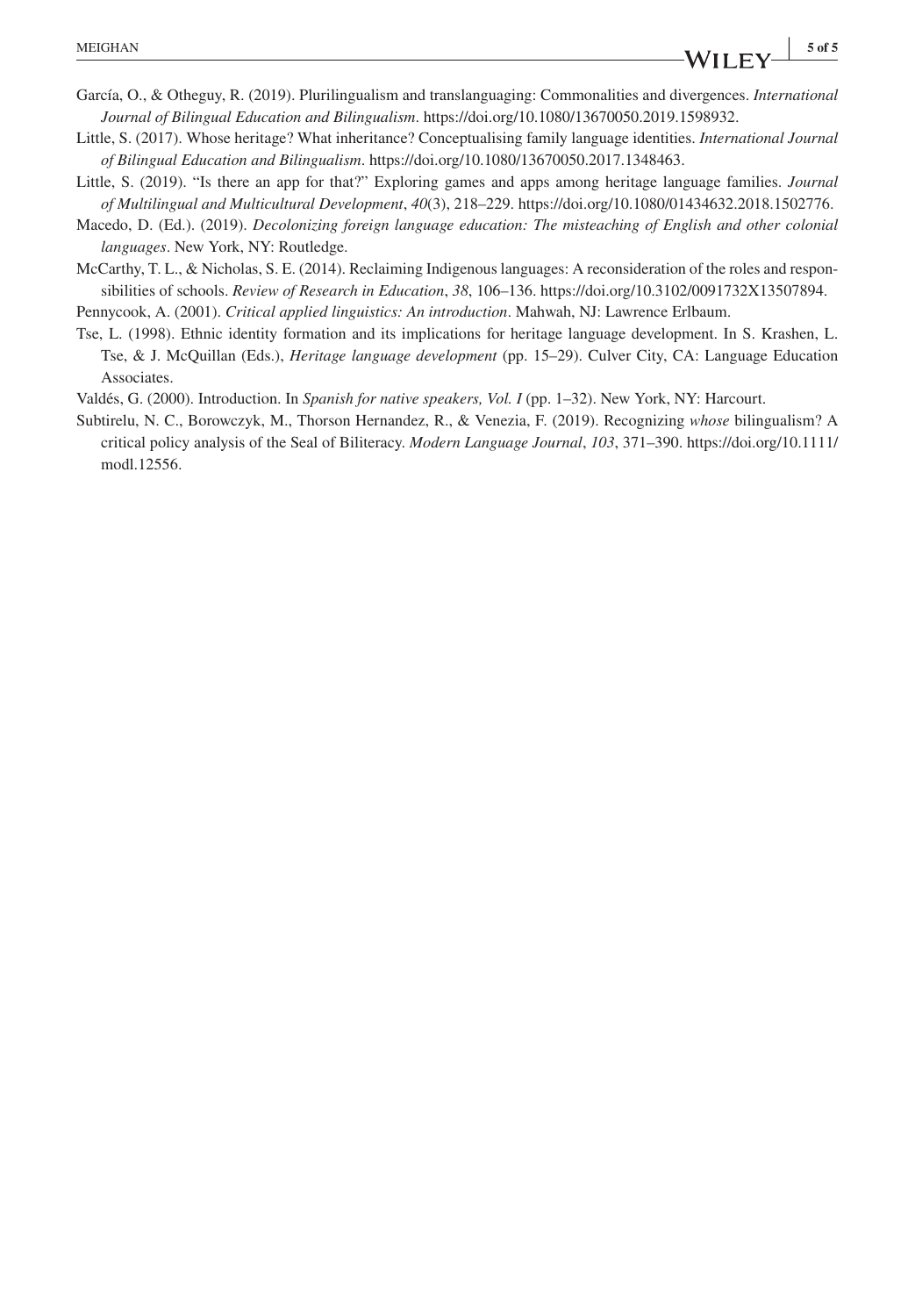García, O., & Otheguy, R. (2019). Plurilingualism and translanguaging: Commonalities and divergences. *International Journal of Bilingual Education and Bilingualism*. https://doi.org/10.1080/13670050.2019.1598932.

Little, S. (2017). Whose heritage? What inheritance? Conceptualising family language identities. *International Journal of Bilingual Education and Bilingualism*. https://doi.org/10.1080/13670050.2017.1348463.

Little, S. (2019). "Is there an app for that?" Exploring games and apps among heritage language families. *Journal of Multilingual and Multicultural Development*, *40*(3), 218–229. https://doi.org/10.1080/01434632.2018.1502776.

Macedo, D. (Ed.). (2019). *Decolonizing foreign language education: The misteaching of English and other colonial languages*. New York, NY: Routledge.

McCarthy, T. L., & Nicholas, S. E. (2014). Reclaiming Indigenous languages: A reconsideration of the roles and responsibilities of schools. *Review of Research in Education*, *38*, 106–136. https://doi.org/10.3102/0091732X13507894.

Pennycook, A. (2001). *Critical applied linguistics: An introduction*. Mahwah, NJ: Lawrence Erlbaum.

Tse, L. (1998). Ethnic identity formation and its implications for heritage language development. In S. Krashen, L. Tse, & J. McQuillan (Eds.), *Heritage language development* (pp. 15–29). Culver City, CA: Language Education Associates.

Valdés, G. (2000). Introduction. In *Spanish for native speakers, Vol. I* (pp. 1–32). New York, NY: Harcourt.

Subtirelu, N. C., Borowczyk, M., Thorson Hernandez, R., & Venezia, F. (2019). Recognizing *whose* bilingualism? A critical policy analysis of the Seal of Biliteracy. *Modern Language Journal*, *103*, 371–390. https://doi.org/10.1111/modl.12556.